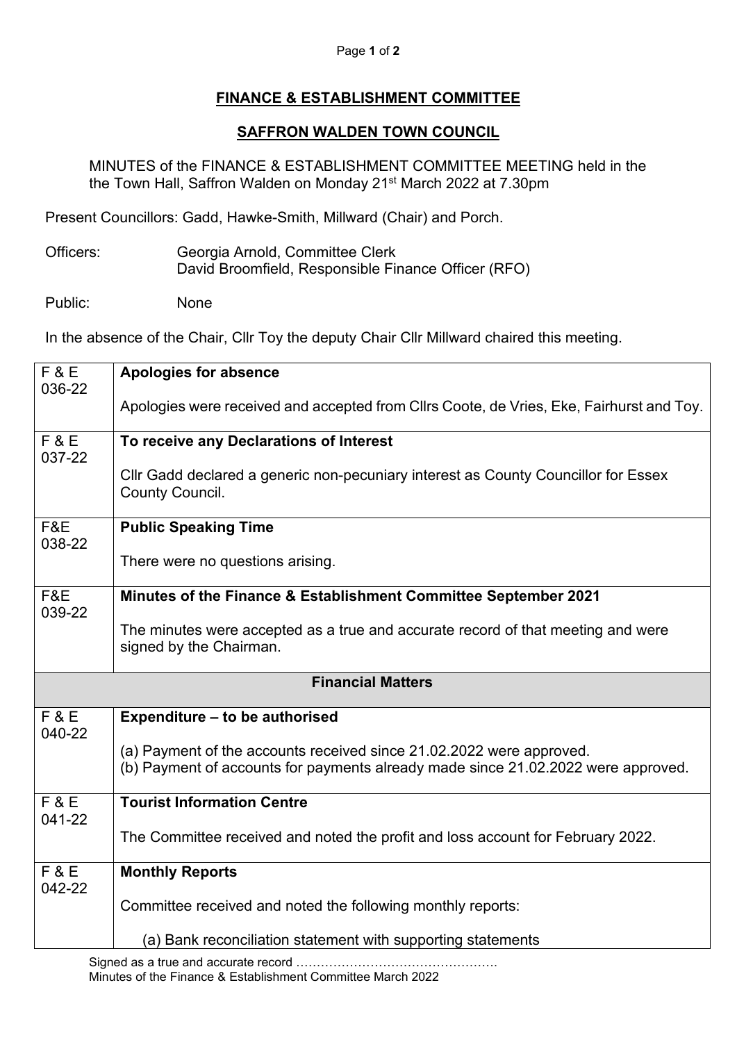**FINANCE & ESTABLISHMENT COMMITTEE**

**SAFFRON WALDEN TOWN COUNCIL**

MINUTES of the FINANCE & ESTABLISHMENT COMMITTEE MEETING held in the the Town Hall, Saffron Walden on Monday 21st March 2022 at 7.30pm

Present Councillors: Gadd, Hawke-Smith, Millward (Chair) and Porch.

Officers: Georgia Arnold, Committee Clerk
David Broomfield, Responsible Finance Officer (RFO)

Public: None

In the absence of the Chair, Cllr Toy the deputy Chair Cllr Millward chaired this meeting.

| | |
|---|---|
| F & E 036-22 | **Apologies for absence**<br><br>Apologies were received and accepted from Cllrs Coote, de Vries, Eke, Fairhurst and Toy. |
| F & E 037-22 | **To receive any Declarations of Interest**<br><br>Cllr Gadd declared a generic non-pecuniary interest as County Councillor for Essex County Council. |
| F&E 038-22 | **Public Speaking Time**<br><br>There were no questions arising. |
| F&E 039-22 | **Minutes of the Finance & Establishment Committee September 2021**<br><br>The minutes were accepted as a true and accurate record of that meeting and were signed by the Chairman. |
| | **Financial Matters** |
| F & E 040-22 | **Expenditure – to be authorised**<br><br>(a) Payment of the accounts received since 21.02.2022 were approved.<br>(b) Payment of accounts for payments already made since 21.02.2022 were approved. |
| F & E 041-22 | **Tourist Information Centre**<br><br>The Committee received and noted the profit and loss account for February 2022. |
| F & E 042-22 | **Monthly Reports**<br><br>Committee received and noted the following monthly reports:<br><br>(a) Bank reconciliation statement with supporting statements |

Signed as a true and accurate record ………………………………………….
Minutes of the Finance & Establishment Committee March 2022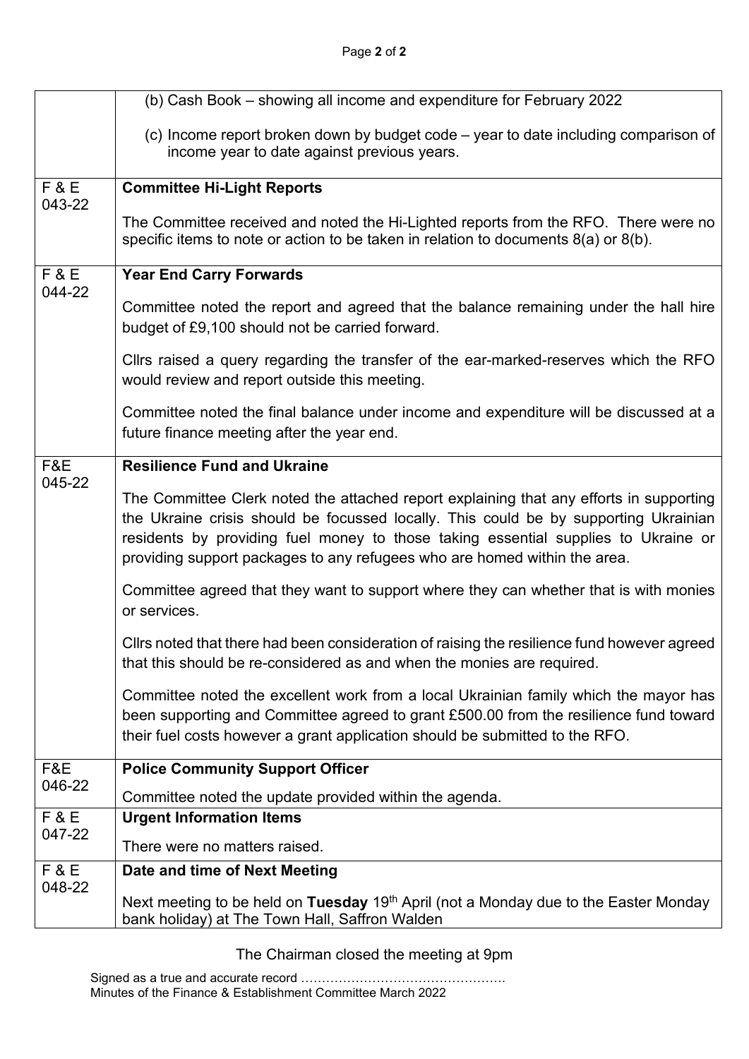| | |
|---|---|
| | (b) Cash Book – showing all income and expenditure for February 2022<br><br>(c) Income report broken down by budget code – year to date including comparison of income year to date against previous years. |
| F & E 043-22 | **Committee Hi-Light Reports**<br><br>The Committee received and noted the Hi-Lighted reports from the RFO. There were no specific items to note or action to be taken in relation to documents 8(a) or 8(b). |
| F & E 044-22 | **Year End Carry Forwards**<br><br>Committee noted the report and agreed that the balance remaining under the hall hire budget of £9,100 should not be carried forward.<br><br>Cllrs raised a query regarding the transfer of the ear-marked-reserves which the RFO would review and report outside this meeting.<br><br>Committee noted the final balance under income and expenditure will be discussed at a future finance meeting after the year end. |
| F&E 045-22 | **Resilience Fund and Ukraine**<br><br>The Committee Clerk noted the attached report explaining that any efforts in supporting the Ukraine crisis should be focussed locally. This could be by supporting Ukrainian residents by providing fuel money to those taking essential supplies to Ukraine or providing support packages to any refugees who are homed within the area.<br><br>Committee agreed that they want to support where they can whether that is with monies or services.<br><br>Cllrs noted that there had been consideration of raising the resilience fund however agreed that this should be re-considered as and when the monies are required.<br><br>Committee noted the excellent work from a local Ukrainian family which the mayor has been supporting and Committee agreed to grant £500.00 from the resilience fund toward their fuel costs however a grant application should be submitted to the RFO. |
| F&E 046-22 | **Police Community Support Officer**<br><br>Committee noted the update provided within the agenda. |
| F & E 047-22 | **Urgent Information Items**<br><br>There were no matters raised. |
| F & E 048-22 | **Date and time of Next Meeting**<br><br>Next meeting to be held on **Tuesday** 19th April (not a Monday due to the Easter Monday bank holiday) at The Town Hall, Saffron Walden |

The Chairman closed the meeting at 9pm

Signed as a true and accurate record ………………………………………….

Minutes of the Finance & Establishment Committee March 2022